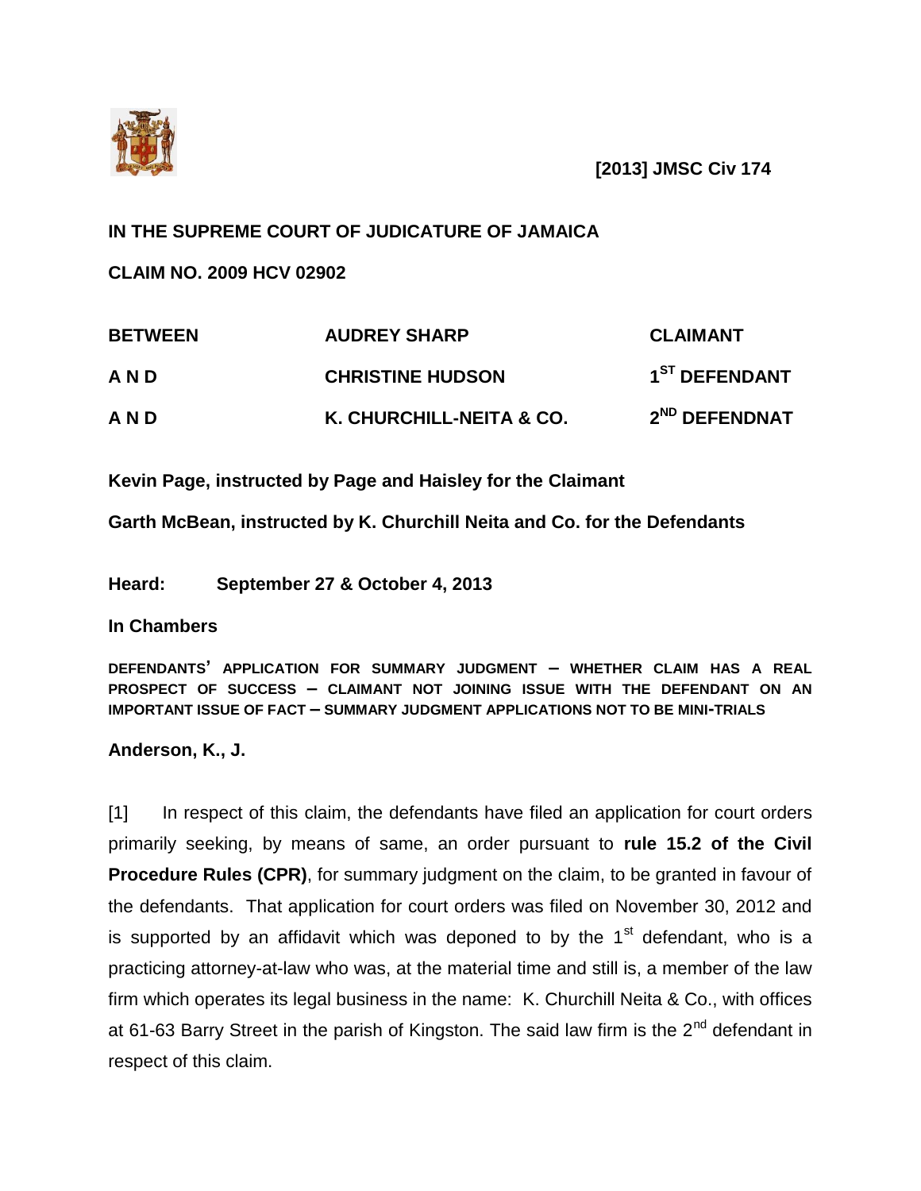**[2013] JMSC Civ 174**

**IN THE SUPREME COURT OF JUDICATURE OF JAMAICA**

**CLAIM NO. 2009 HCV 02902**

| | | |
|---|---|---|
| **BETWEEN** | **AUDREY SHARP** | **CLAIMANT** |
| **A N D** | **CHRISTINE HUDSON** | **1ST DEFENDANT** |
| **A N D** | **K. CHURCHILL-NEITA & CO.** | **2ND DEFENDNAT** |

**Kevin Page, instructed by Page and Haisley for the Claimant**

**Garth McBean, instructed by K. Churchill Neita and Co. for the Defendants**

**Heard: September 27 & October 4, 2013**

**In Chambers**

**DEFENDANTS' APPLICATION FOR SUMMARY JUDGMENT – WHETHER CLAIM HAS A REAL PROSPECT OF SUCCESS – CLAIMANT NOT JOINING ISSUE WITH THE DEFENDANT ON AN IMPORTANT ISSUE OF FACT – SUMMARY JUDGMENT APPLICATIONS NOT TO BE MINI-TRIALS**

**Anderson, K., J.**

[1] In respect of this claim, the defendants have filed an application for court orders primarily seeking, by means of same, an order pursuant to **rule 15.2 of the Civil Procedure Rules (CPR)**, for summary judgment on the claim, to be granted in favour of the defendants. That application for court orders was filed on November 30, 2012 and is supported by an affidavit which was deponed to by the 1st defendant, who is a practicing attorney-at-law who was, at the material time and still is, a member of the law firm which operates its legal business in the name: K. Churchill Neita & Co., with offices at 61-63 Barry Street in the parish of Kingston. The said law firm is the 2nd defendant in respect of this claim.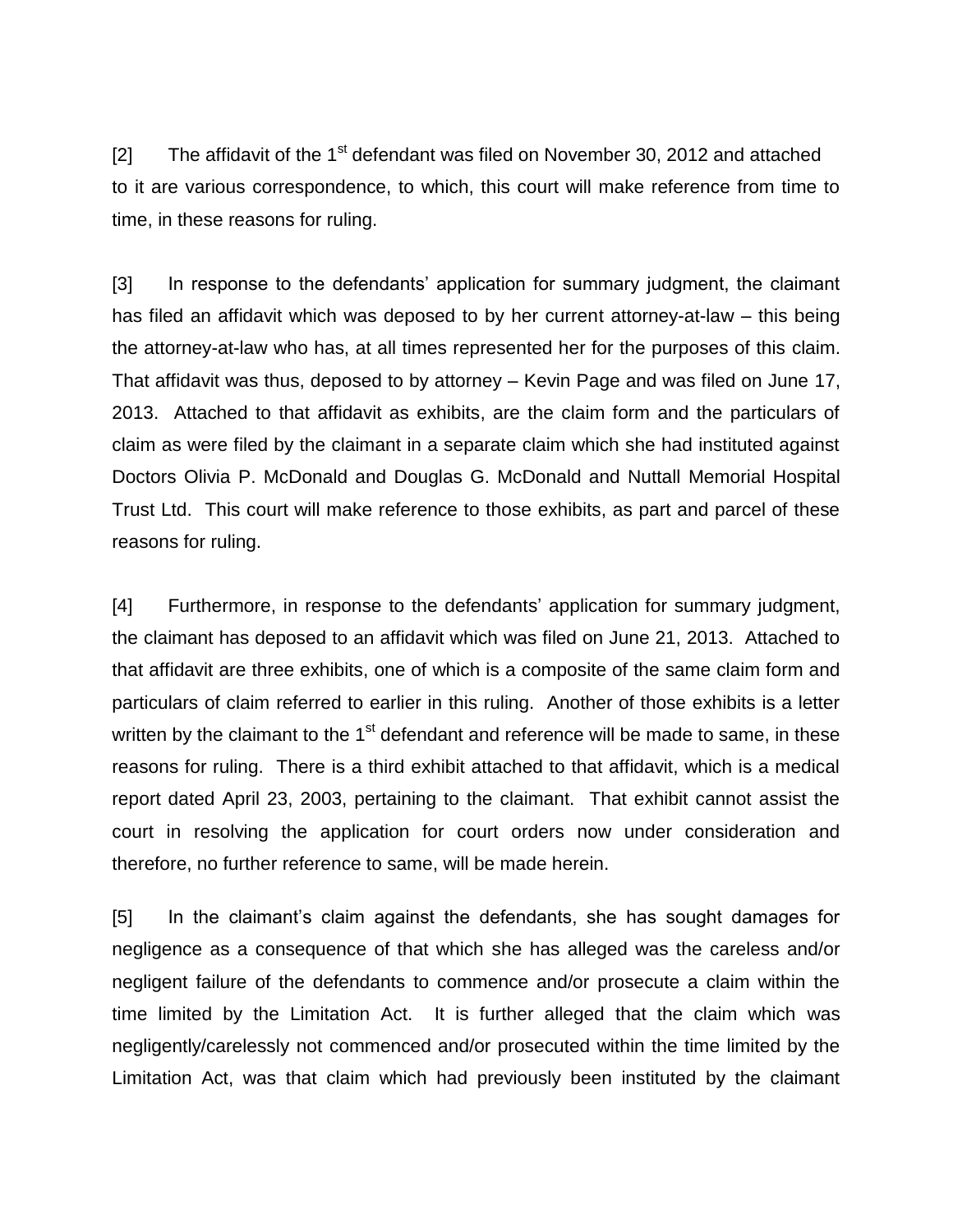[2] The affidavit of the 1st defendant was filed on November 30, 2012 and attached to it are various correspondence, to which, this court will make reference from time to time, in these reasons for ruling.

[3] In response to the defendants' application for summary judgment, the claimant has filed an affidavit which was deposed to by her current attorney-at-law – this being the attorney-at-law who has, at all times represented her for the purposes of this claim. That affidavit was thus, deposed to by attorney – Kevin Page and was filed on June 17, 2013. Attached to that affidavit as exhibits, are the claim form and the particulars of claim as were filed by the claimant in a separate claim which she had instituted against Doctors Olivia P. McDonald and Douglas G. McDonald and Nuttall Memorial Hospital Trust Ltd. This court will make reference to those exhibits, as part and parcel of these reasons for ruling.

[4] Furthermore, in response to the defendants' application for summary judgment, the claimant has deposed to an affidavit which was filed on June 21, 2013. Attached to that affidavit are three exhibits, one of which is a composite of the same claim form and particulars of claim referred to earlier in this ruling. Another of those exhibits is a letter written by the claimant to the 1st defendant and reference will be made to same, in these reasons for ruling. There is a third exhibit attached to that affidavit, which is a medical report dated April 23, 2003, pertaining to the claimant. That exhibit cannot assist the court in resolving the application for court orders now under consideration and therefore, no further reference to same, will be made herein.

[5] In the claimant's claim against the defendants, she has sought damages for negligence as a consequence of that which she has alleged was the careless and/or negligent failure of the defendants to commence and/or prosecute a claim within the time limited by the Limitation Act. It is further alleged that the claim which was negligently/carelessly not commenced and/or prosecuted within the time limited by the Limitation Act, was that claim which had previously been instituted by the claimant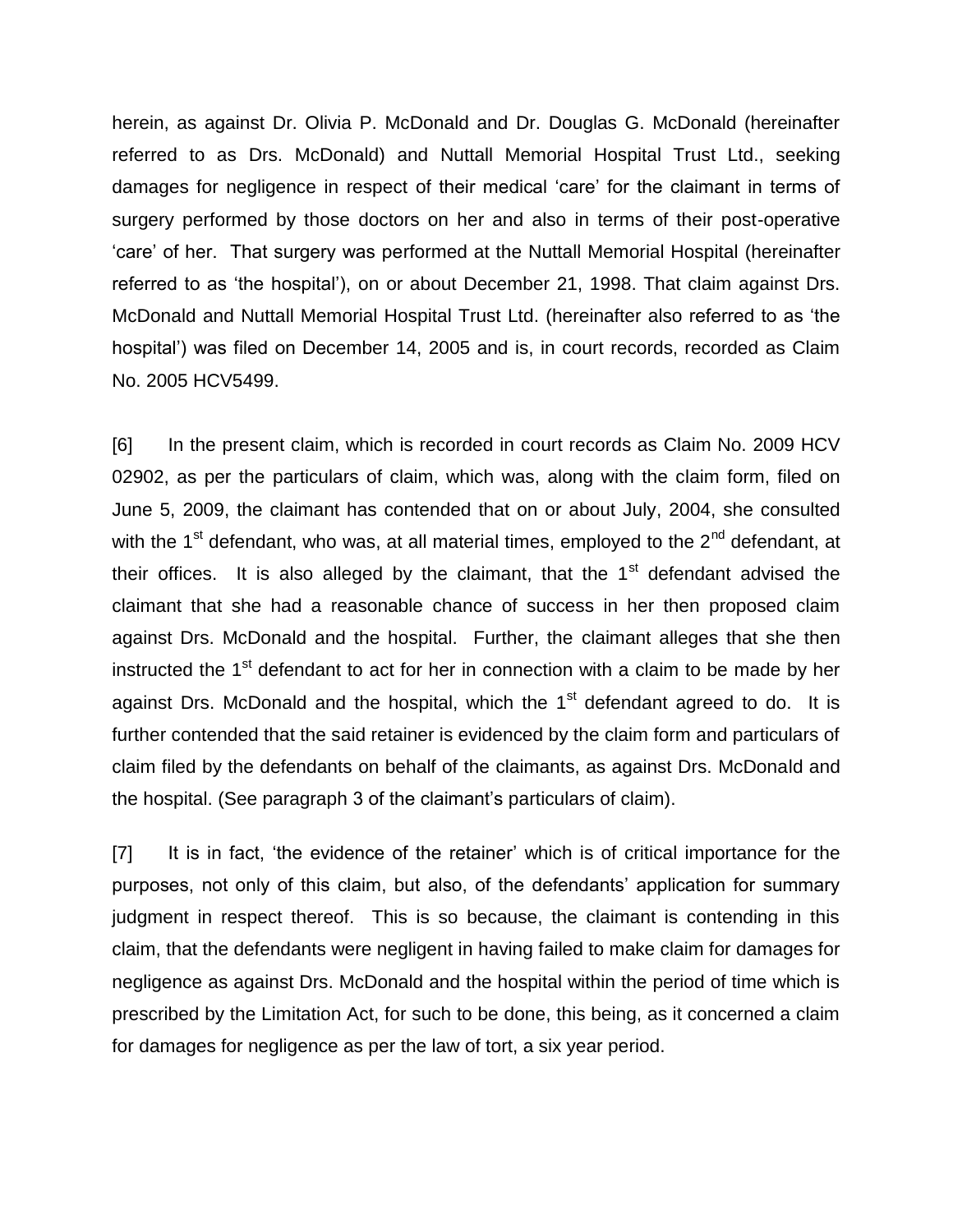herein, as against Dr. Olivia P. McDonald and Dr. Douglas G. McDonald (hereinafter referred to as Drs. McDonald) and Nuttall Memorial Hospital Trust Ltd., seeking damages for negligence in respect of their medical 'care' for the claimant in terms of surgery performed by those doctors on her and also in terms of their post-operative 'care' of her. That surgery was performed at the Nuttall Memorial Hospital (hereinafter referred to as 'the hospital'), on or about December 21, 1998. That claim against Drs. McDonald and Nuttall Memorial Hospital Trust Ltd. (hereinafter also referred to as 'the hospital') was filed on December 14, 2005 and is, in court records, recorded as Claim No. 2005 HCV5499.

[6] In the present claim, which is recorded in court records as Claim No. 2009 HCV 02902, as per the particulars of claim, which was, along with the claim form, filed on June 5, 2009, the claimant has contended that on or about July, 2004, she consulted with the 1st defendant, who was, at all material times, employed to the 2nd defendant, at their offices. It is also alleged by the claimant, that the 1st defendant advised the claimant that she had a reasonable chance of success in her then proposed claim against Drs. McDonald and the hospital. Further, the claimant alleges that she then instructed the 1st defendant to act for her in connection with a claim to be made by her against Drs. McDonald and the hospital, which the 1st defendant agreed to do. It is further contended that the said retainer is evidenced by the claim form and particulars of claim filed by the defendants on behalf of the claimants, as against Drs. McDonald and the hospital. (See paragraph 3 of the claimant's particulars of claim).

[7] It is in fact, 'the evidence of the retainer' which is of critical importance for the purposes, not only of this claim, but also, of the defendants' application for summary judgment in respect thereof. This is so because, the claimant is contending in this claim, that the defendants were negligent in having failed to make claim for damages for negligence as against Drs. McDonald and the hospital within the period of time which is prescribed by the Limitation Act, for such to be done, this being, as it concerned a claim for damages for negligence as per the law of tort, a six year period.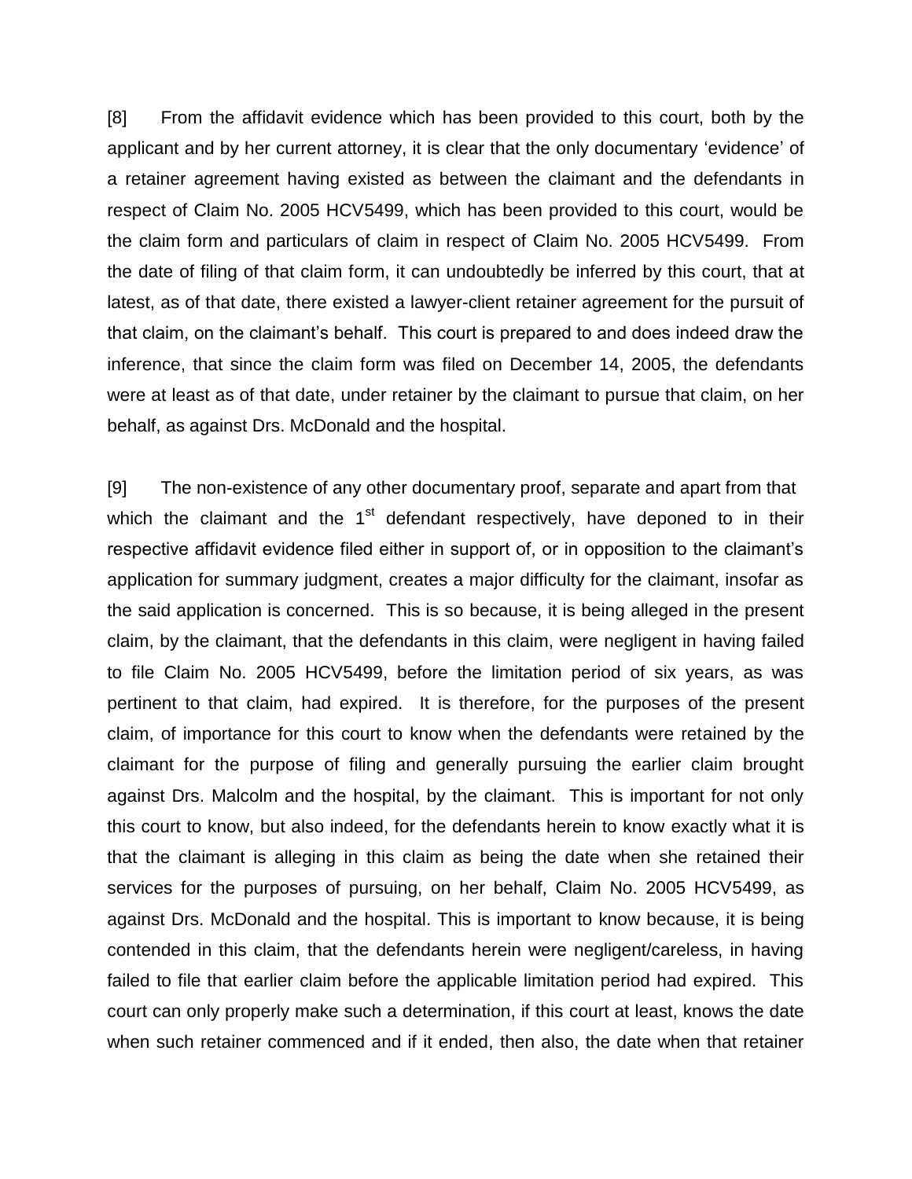[8] From the affidavit evidence which has been provided to this court, both by the applicant and by her current attorney, it is clear that the only documentary 'evidence' of a retainer agreement having existed as between the claimant and the defendants in respect of Claim No. 2005 HCV5499, which has been provided to this court, would be the claim form and particulars of claim in respect of Claim No. 2005 HCV5499. From the date of filing of that claim form, it can undoubtedly be inferred by this court, that at latest, as of that date, there existed a lawyer-client retainer agreement for the pursuit of that claim, on the claimant's behalf. This court is prepared to and does indeed draw the inference, that since the claim form was filed on December 14, 2005, the defendants were at least as of that date, under retainer by the claimant to pursue that claim, on her behalf, as against Drs. McDonald and the hospital.

[9] The non-existence of any other documentary proof, separate and apart from that which the claimant and the 1st defendant respectively, have deponed to in their respective affidavit evidence filed either in support of, or in opposition to the claimant's application for summary judgment, creates a major difficulty for the claimant, insofar as the said application is concerned. This is so because, it is being alleged in the present claim, by the claimant, that the defendants in this claim, were negligent in having failed to file Claim No. 2005 HCV5499, before the limitation period of six years, as was pertinent to that claim, had expired. It is therefore, for the purposes of the present claim, of importance for this court to know when the defendants were retained by the claimant for the purpose of filing and generally pursuing the earlier claim brought against Drs. Malcolm and the hospital, by the claimant. This is important for not only this court to know, but also indeed, for the defendants herein to know exactly what it is that the claimant is alleging in this claim as being the date when she retained their services for the purposes of pursuing, on her behalf, Claim No. 2005 HCV5499, as against Drs. McDonald and the hospital. This is important to know because, it is being contended in this claim, that the defendants herein were negligent/careless, in having failed to file that earlier claim before the applicable limitation period had expired. This court can only properly make such a determination, if this court at least, knows the date when such retainer commenced and if it ended, then also, the date when that retainer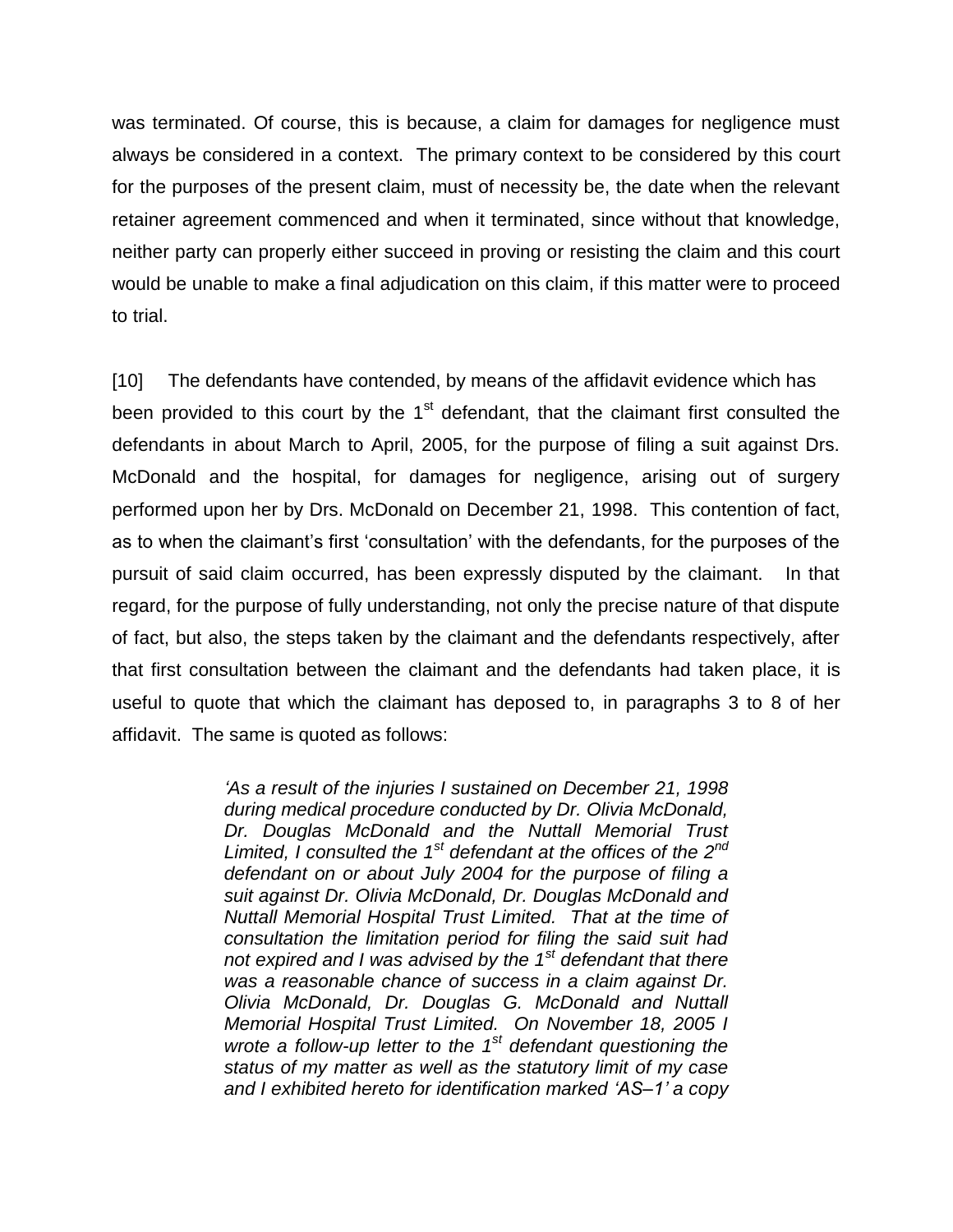was terminated. Of course, this is because, a claim for damages for negligence must always be considered in a context. The primary context to be considered by this court for the purposes of the present claim, must of necessity be, the date when the relevant retainer agreement commenced and when it terminated, since without that knowledge, neither party can properly either succeed in proving or resisting the claim and this court would be unable to make a final adjudication on this claim, if this matter were to proceed to trial.

[10] The defendants have contended, by means of the affidavit evidence which has been provided to this court by the 1st defendant, that the claimant first consulted the defendants in about March to April, 2005, for the purpose of filing a suit against Drs. McDonald and the hospital, for damages for negligence, arising out of surgery performed upon her by Drs. McDonald on December 21, 1998. This contention of fact, as to when the claimant's first 'consultation' with the defendants, for the purposes of the pursuit of said claim occurred, has been expressly disputed by the claimant. In that regard, for the purpose of fully understanding, not only the precise nature of that dispute of fact, but also, the steps taken by the claimant and the defendants respectively, after that first consultation between the claimant and the defendants had taken place, it is useful to quote that which the claimant has deposed to, in paragraphs 3 to 8 of her affidavit. The same is quoted as follows:

> *'As a result of the injuries I sustained on December 21, 1998 during medical procedure conducted by Dr. Olivia McDonald, Dr. Douglas McDonald and the Nuttall Memorial Trust Limited, I consulted the 1st defendant at the offices of the 2nd defendant on or about July 2004 for the purpose of filing a suit against Dr. Olivia McDonald, Dr. Douglas McDonald and Nuttall Memorial Hospital Trust Limited. That at the time of consultation the limitation period for filing the said suit had not expired and I was advised by the 1st defendant that there was a reasonable chance of success in a claim against Dr. Olivia McDonald, Dr. Douglas G. McDonald and Nuttall Memorial Hospital Trust Limited. On November 18, 2005 I wrote a follow-up letter to the 1st defendant questioning the status of my matter as well as the statutory limit of my case and I exhibited hereto for identification marked 'AS–1' a copy*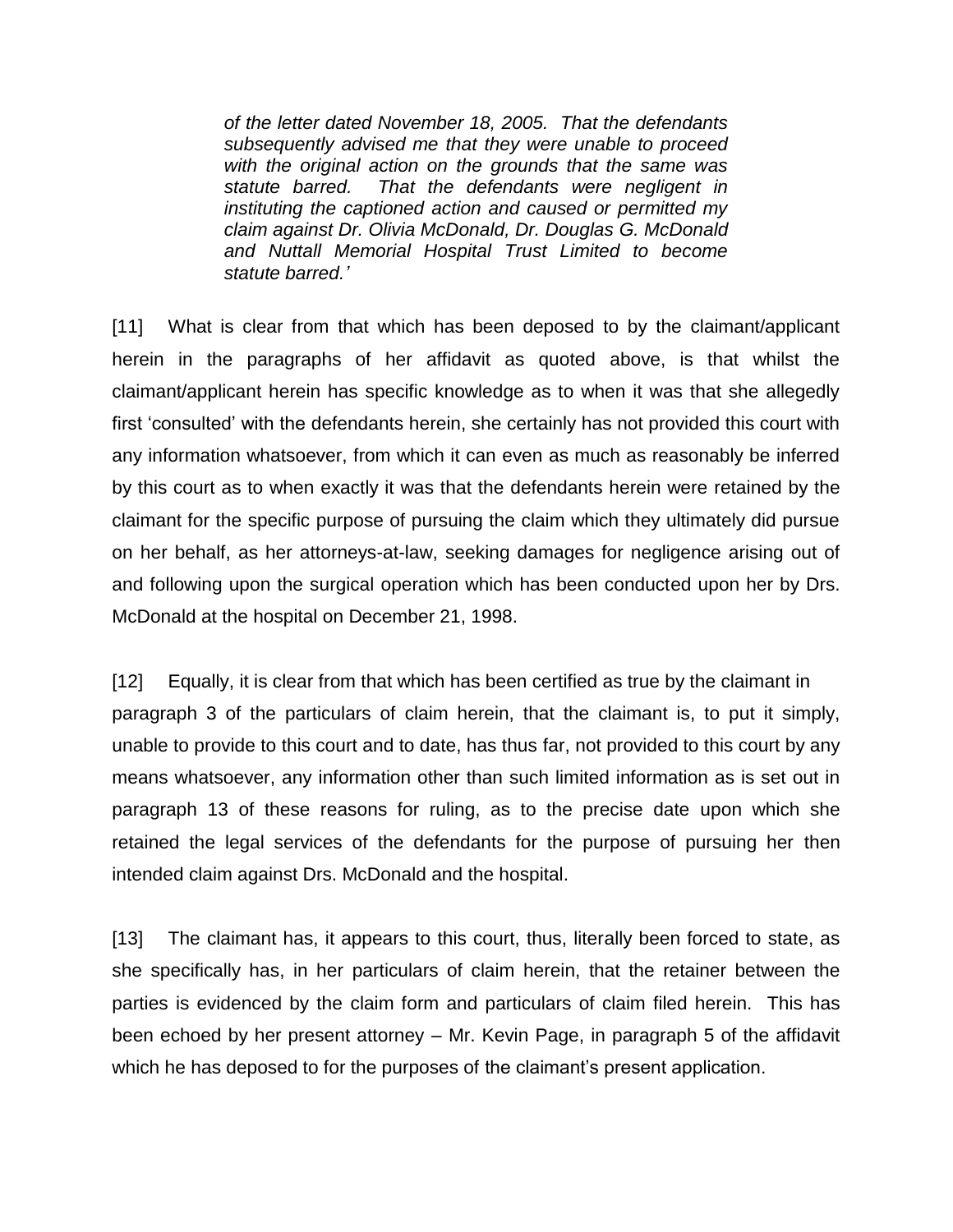> *of the letter dated November 18, 2005. That the defendants subsequently advised me that they were unable to proceed with the original action on the grounds that the same was statute barred. That the defendants were negligent in instituting the captioned action and caused or permitted my claim against Dr. Olivia McDonald, Dr. Douglas G. McDonald and Nuttall Memorial Hospital Trust Limited to become statute barred.'*

[11] What is clear from that which has been deposed to by the claimant/applicant herein in the paragraphs of her affidavit as quoted above, is that whilst the claimant/applicant herein has specific knowledge as to when it was that she allegedly first 'consulted' with the defendants herein, she certainly has not provided this court with any information whatsoever, from which it can even as much as reasonably be inferred by this court as to when exactly it was that the defendants herein were retained by the claimant for the specific purpose of pursuing the claim which they ultimately did pursue on her behalf, as her attorneys-at-law, seeking damages for negligence arising out of and following upon the surgical operation which has been conducted upon her by Drs. McDonald at the hospital on December 21, 1998.

[12] Equally, it is clear from that which has been certified as true by the claimant in paragraph 3 of the particulars of claim herein, that the claimant is, to put it simply, unable to provide to this court and to date, has thus far, not provided to this court by any means whatsoever, any information other than such limited information as is set out in paragraph 13 of these reasons for ruling, as to the precise date upon which she retained the legal services of the defendants for the purpose of pursuing her then intended claim against Drs. McDonald and the hospital.

[13] The claimant has, it appears to this court, thus, literally been forced to state, as she specifically has, in her particulars of claim herein, that the retainer between the parties is evidenced by the claim form and particulars of claim filed herein. This has been echoed by her present attorney – Mr. Kevin Page, in paragraph 5 of the affidavit which he has deposed to for the purposes of the claimant's present application.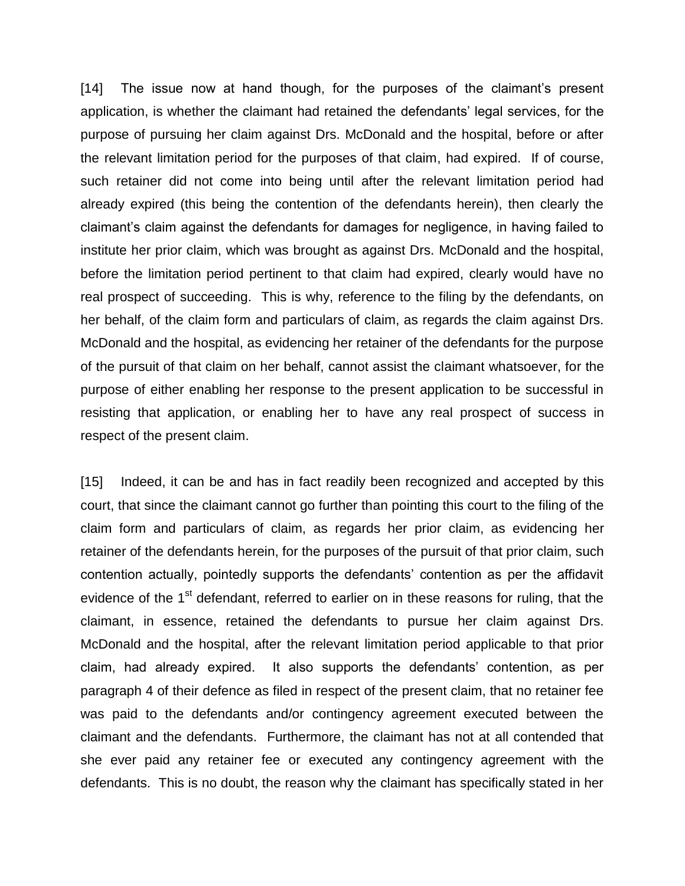[14] The issue now at hand though, for the purposes of the claimant's present application, is whether the claimant had retained the defendants' legal services, for the purpose of pursuing her claim against Drs. McDonald and the hospital, before or after the relevant limitation period for the purposes of that claim, had expired. If of course, such retainer did not come into being until after the relevant limitation period had already expired (this being the contention of the defendants herein), then clearly the claimant's claim against the defendants for damages for negligence, in having failed to institute her prior claim, which was brought as against Drs. McDonald and the hospital, before the limitation period pertinent to that claim had expired, clearly would have no real prospect of succeeding. This is why, reference to the filing by the defendants, on her behalf, of the claim form and particulars of claim, as regards the claim against Drs. McDonald and the hospital, as evidencing her retainer of the defendants for the purpose of the pursuit of that claim on her behalf, cannot assist the claimant whatsoever, for the purpose of either enabling her response to the present application to be successful in resisting that application, or enabling her to have any real prospect of success in respect of the present claim.

[15] Indeed, it can be and has in fact readily been recognized and accepted by this court, that since the claimant cannot go further than pointing this court to the filing of the claim form and particulars of claim, as regards her prior claim, as evidencing her retainer of the defendants herein, for the purposes of the pursuit of that prior claim, such contention actually, pointedly supports the defendants' contention as per the affidavit evidence of the 1st defendant, referred to earlier on in these reasons for ruling, that the claimant, in essence, retained the defendants to pursue her claim against Drs. McDonald and the hospital, after the relevant limitation period applicable to that prior claim, had already expired. It also supports the defendants' contention, as per paragraph 4 of their defence as filed in respect of the present claim, that no retainer fee was paid to the defendants and/or contingency agreement executed between the claimant and the defendants. Furthermore, the claimant has not at all contended that she ever paid any retainer fee or executed any contingency agreement with the defendants. This is no doubt, the reason why the claimant has specifically stated in her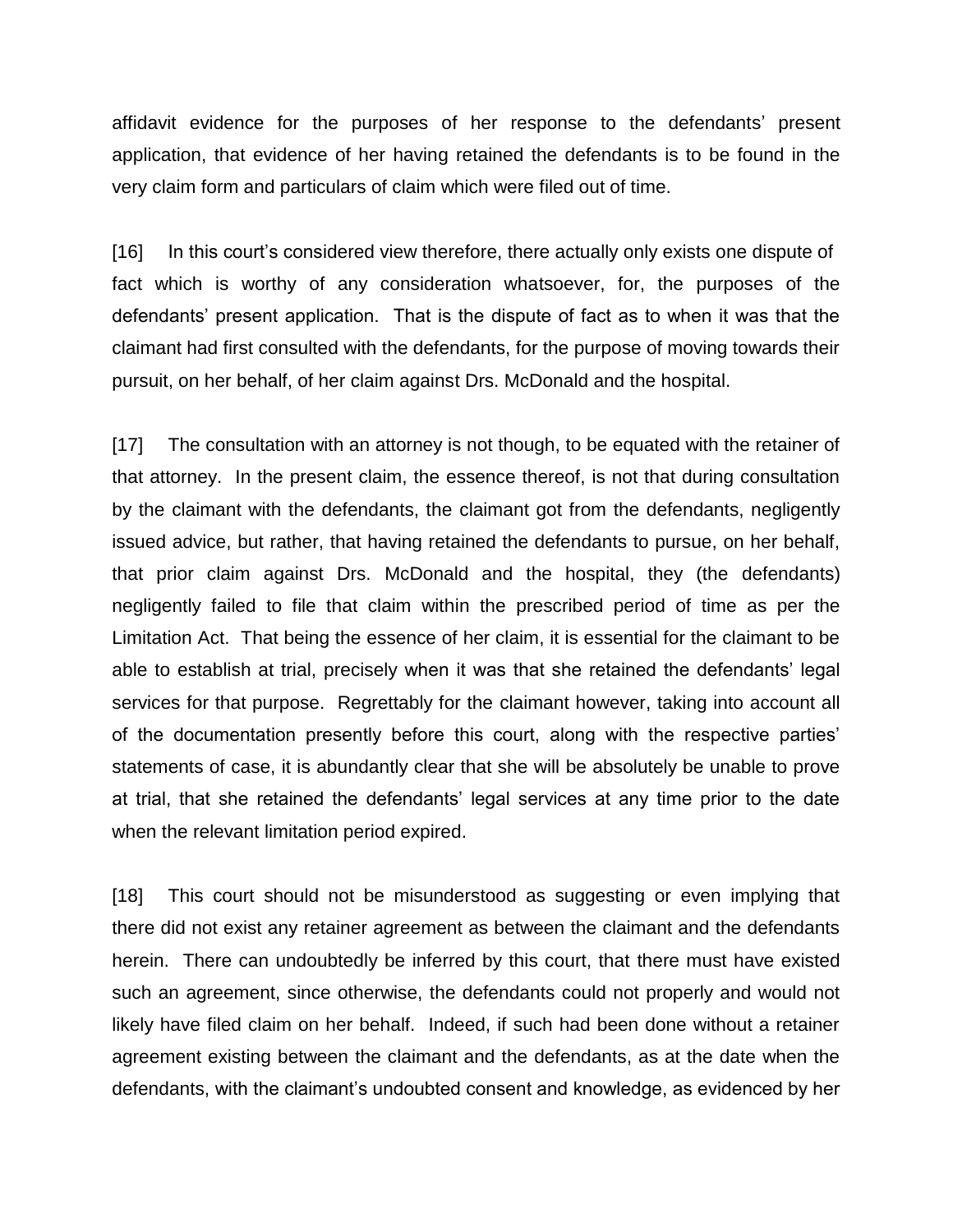affidavit evidence for the purposes of her response to the defendants' present application, that evidence of her having retained the defendants is to be found in the very claim form and particulars of claim which were filed out of time.

[16] In this court's considered view therefore, there actually only exists one dispute of fact which is worthy of any consideration whatsoever, for, the purposes of the defendants' present application. That is the dispute of fact as to when it was that the claimant had first consulted with the defendants, for the purpose of moving towards their pursuit, on her behalf, of her claim against Drs. McDonald and the hospital.

[17] The consultation with an attorney is not though, to be equated with the retainer of that attorney. In the present claim, the essence thereof, is not that during consultation by the claimant with the defendants, the claimant got from the defendants, negligently issued advice, but rather, that having retained the defendants to pursue, on her behalf, that prior claim against Drs. McDonald and the hospital, they (the defendants) negligently failed to file that claim within the prescribed period of time as per the Limitation Act. That being the essence of her claim, it is essential for the claimant to be able to establish at trial, precisely when it was that she retained the defendants' legal services for that purpose. Regrettably for the claimant however, taking into account all of the documentation presently before this court, along with the respective parties' statements of case, it is abundantly clear that she will be absolutely be unable to prove at trial, that she retained the defendants' legal services at any time prior to the date when the relevant limitation period expired.

[18] This court should not be misunderstood as suggesting or even implying that there did not exist any retainer agreement as between the claimant and the defendants herein. There can undoubtedly be inferred by this court, that there must have existed such an agreement, since otherwise, the defendants could not properly and would not likely have filed claim on her behalf. Indeed, if such had been done without a retainer agreement existing between the claimant and the defendants, as at the date when the defendants, with the claimant's undoubted consent and knowledge, as evidenced by her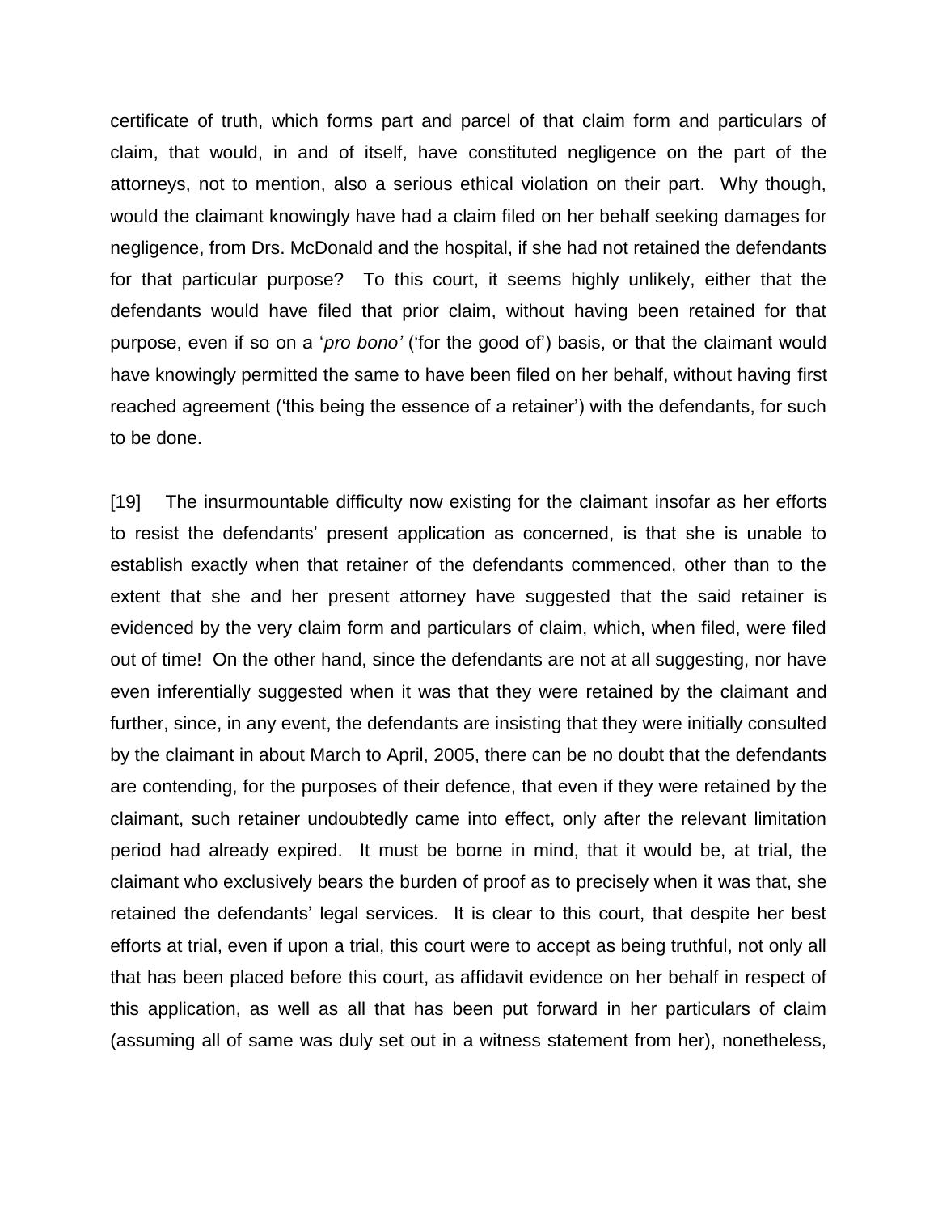certificate of truth, which forms part and parcel of that claim form and particulars of claim, that would, in and of itself, have constituted negligence on the part of the attorneys, not to mention, also a serious ethical violation on their part. Why though, would the claimant knowingly have had a claim filed on her behalf seeking damages for negligence, from Drs. McDonald and the hospital, if she had not retained the defendants for that particular purpose? To this court, it seems highly unlikely, either that the defendants would have filed that prior claim, without having been retained for that purpose, even if so on a '*pro bono'* ('for the good of') basis, or that the claimant would have knowingly permitted the same to have been filed on her behalf, without having first reached agreement ('this being the essence of a retainer') with the defendants, for such to be done.

[19] The insurmountable difficulty now existing for the claimant insofar as her efforts to resist the defendants' present application as concerned, is that she is unable to establish exactly when that retainer of the defendants commenced, other than to the extent that she and her present attorney have suggested that the said retainer is evidenced by the very claim form and particulars of claim, which, when filed, were filed out of time! On the other hand, since the defendants are not at all suggesting, nor have even inferentially suggested when it was that they were retained by the claimant and further, since, in any event, the defendants are insisting that they were initially consulted by the claimant in about March to April, 2005, there can be no doubt that the defendants are contending, for the purposes of their defence, that even if they were retained by the claimant, such retainer undoubtedly came into effect, only after the relevant limitation period had already expired. It must be borne in mind, that it would be, at trial, the claimant who exclusively bears the burden of proof as to precisely when it was that, she retained the defendants' legal services. It is clear to this court, that despite her best efforts at trial, even if upon a trial, this court were to accept as being truthful, not only all that has been placed before this court, as affidavit evidence on her behalf in respect of this application, as well as all that has been put forward in her particulars of claim (assuming all of same was duly set out in a witness statement from her), nonetheless,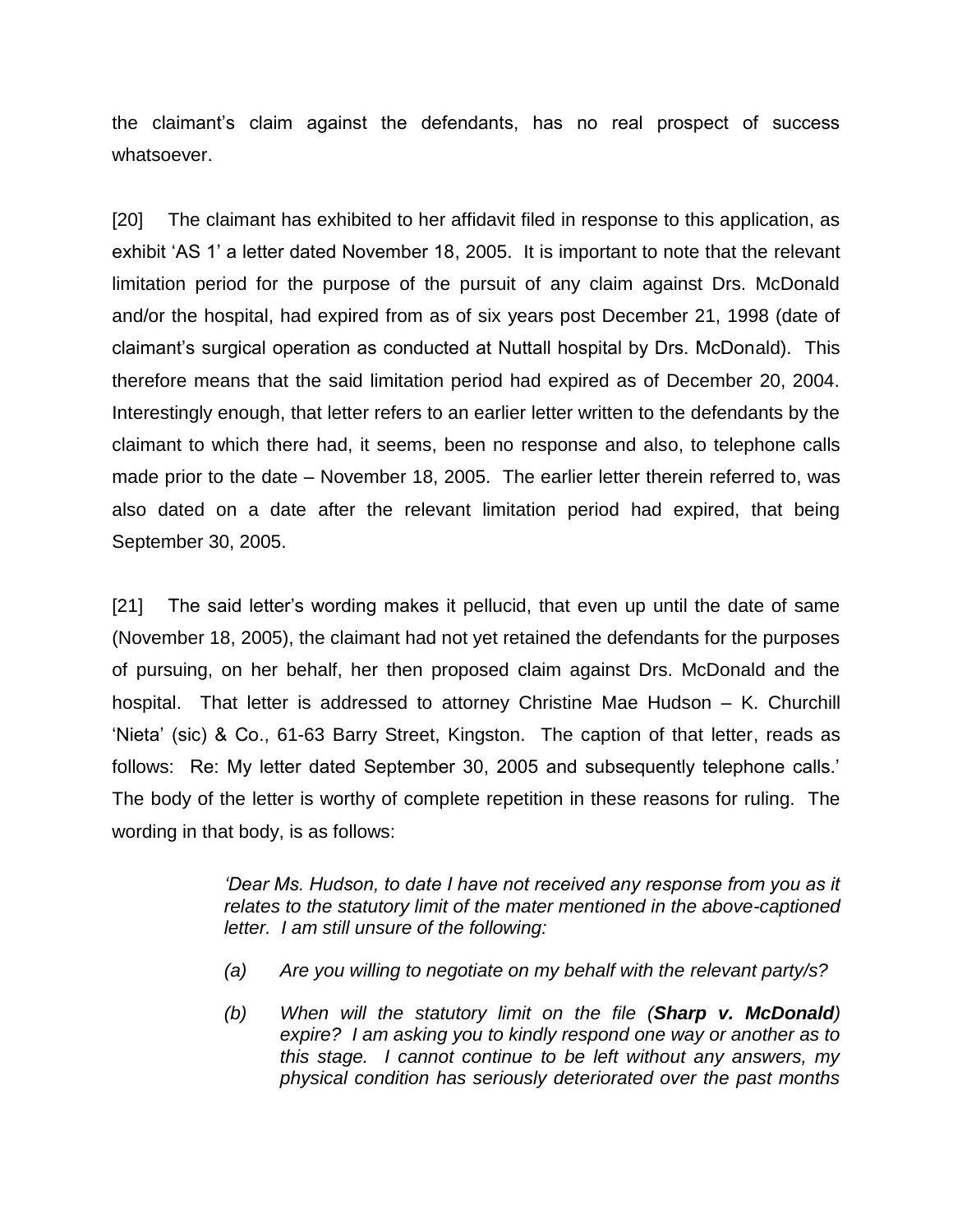the claimant's claim against the defendants, has no real prospect of success whatsoever.

[20] The claimant has exhibited to her affidavit filed in response to this application, as exhibit 'AS 1' a letter dated November 18, 2005. It is important to note that the relevant limitation period for the purpose of the pursuit of any claim against Drs. McDonald and/or the hospital, had expired from as of six years post December 21, 1998 (date of claimant's surgical operation as conducted at Nuttall hospital by Drs. McDonald). This therefore means that the said limitation period had expired as of December 20, 2004. Interestingly enough, that letter refers to an earlier letter written to the defendants by the claimant to which there had, it seems, been no response and also, to telephone calls made prior to the date – November 18, 2005. The earlier letter therein referred to, was also dated on a date after the relevant limitation period had expired, that being September 30, 2005.

[21] The said letter's wording makes it pellucid, that even up until the date of same (November 18, 2005), the claimant had not yet retained the defendants for the purposes of pursuing, on her behalf, her then proposed claim against Drs. McDonald and the hospital. That letter is addressed to attorney Christine Mae Hudson – K. Churchill 'Nieta' (sic) & Co., 61-63 Barry Street, Kingston. The caption of that letter, reads as follows: Re: My letter dated September 30, 2005 and subsequently telephone calls.' The body of the letter is worthy of complete repetition in these reasons for ruling. The wording in that body, is as follows:

> *'Dear Ms. Hudson, to date I have not received any response from you as it relates to the statutory limit of the mater mentioned in the above-captioned letter. I am still unsure of the following:*
>
> *(a) Are you willing to negotiate on my behalf with the relevant party/s?*
>
> *(b) When will the statutory limit on the file (**Sharp v. McDonald**) expire? I am asking you to kindly respond one way or another as to this stage. I cannot continue to be left without any answers, my physical condition has seriously deteriorated over the past months*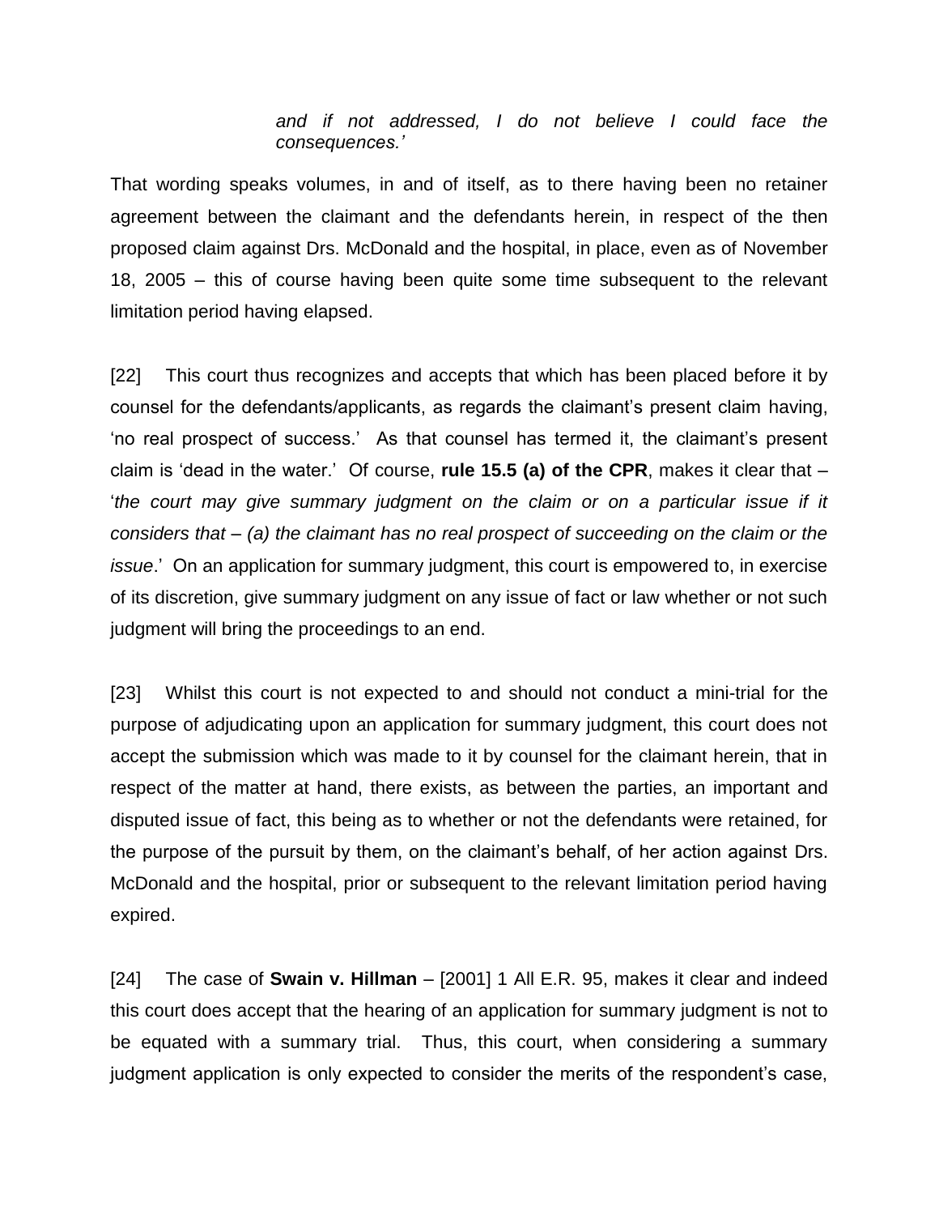> *and if not addressed, I do not believe I could face the consequences.'*

That wording speaks volumes, in and of itself, as to there having been no retainer agreement between the claimant and the defendants herein, in respect of the then proposed claim against Drs. McDonald and the hospital, in place, even as of November 18, 2005 – this of course having been quite some time subsequent to the relevant limitation period having elapsed.

[22] This court thus recognizes and accepts that which has been placed before it by counsel for the defendants/applicants, as regards the claimant's present claim having, 'no real prospect of success.' As that counsel has termed it, the claimant's present claim is 'dead in the water.' Of course, **rule 15.5 (a) of the CPR**, makes it clear that – '*the court may give summary judgment on the claim or on a particular issue if it considers that – (a) the claimant has no real prospect of succeeding on the claim or the issue*.' On an application for summary judgment, this court is empowered to, in exercise of its discretion, give summary judgment on any issue of fact or law whether or not such judgment will bring the proceedings to an end.

[23] Whilst this court is not expected to and should not conduct a mini-trial for the purpose of adjudicating upon an application for summary judgment, this court does not accept the submission which was made to it by counsel for the claimant herein, that in respect of the matter at hand, there exists, as between the parties, an important and disputed issue of fact, this being as to whether or not the defendants were retained, for the purpose of the pursuit by them, on the claimant's behalf, of her action against Drs. McDonald and the hospital, prior or subsequent to the relevant limitation period having expired.

[24] The case of **Swain v. Hillman** – [2001] 1 All E.R. 95, makes it clear and indeed this court does accept that the hearing of an application for summary judgment is not to be equated with a summary trial. Thus, this court, when considering a summary judgment application is only expected to consider the merits of the respondent's case,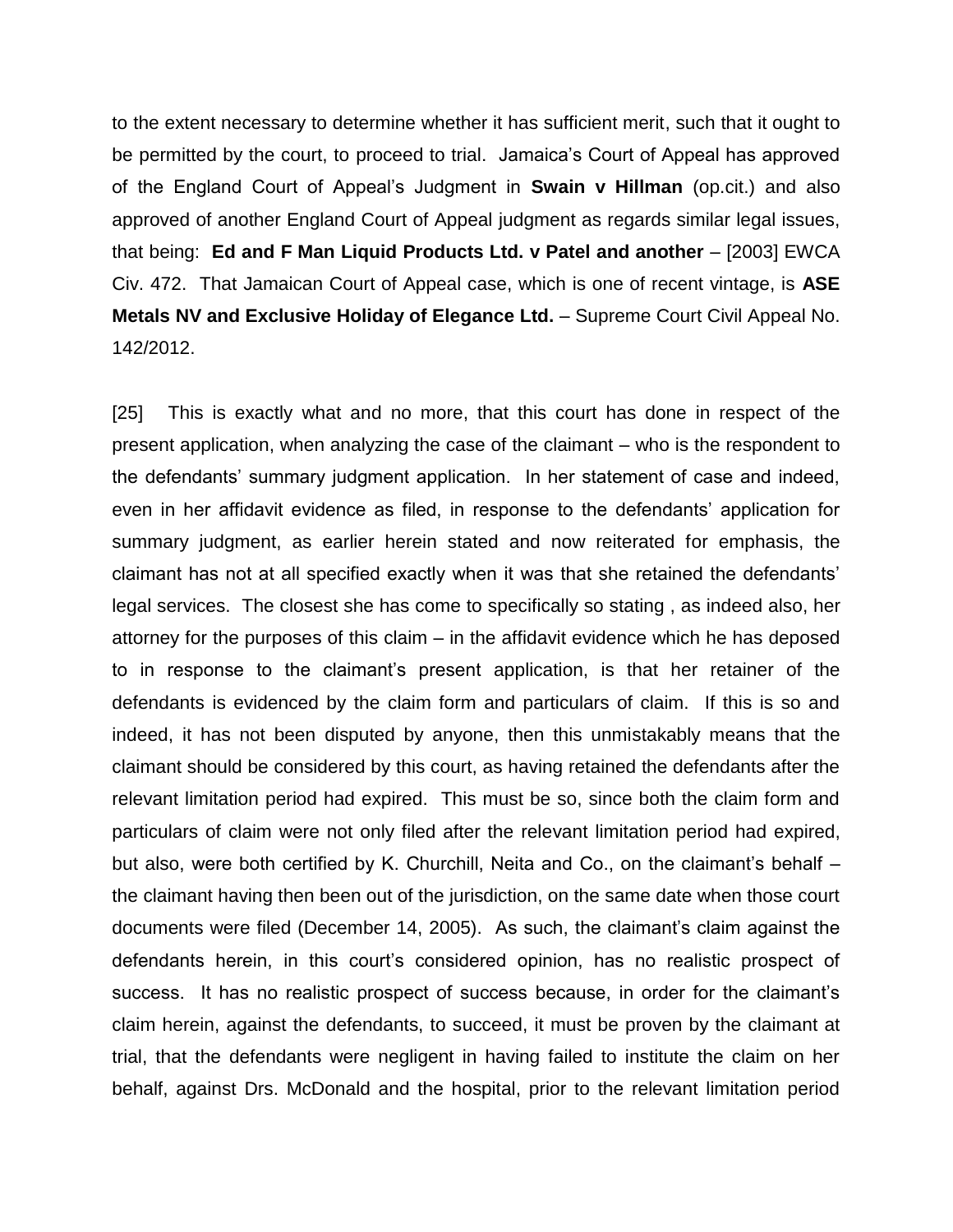to the extent necessary to determine whether it has sufficient merit, such that it ought to be permitted by the court, to proceed to trial. Jamaica's Court of Appeal has approved of the England Court of Appeal's Judgment in **Swain v Hillman** (op.cit.) and also approved of another England Court of Appeal judgment as regards similar legal issues, that being: **Ed and F Man Liquid Products Ltd. v Patel and another** – [2003] EWCA Civ. 472. That Jamaican Court of Appeal case, which is one of recent vintage, is **ASE Metals NV and Exclusive Holiday of Elegance Ltd.** – Supreme Court Civil Appeal No. 142/2012.

[25] This is exactly what and no more, that this court has done in respect of the present application, when analyzing the case of the claimant – who is the respondent to the defendants' summary judgment application. In her statement of case and indeed, even in her affidavit evidence as filed, in response to the defendants' application for summary judgment, as earlier herein stated and now reiterated for emphasis, the claimant has not at all specified exactly when it was that she retained the defendants' legal services. The closest she has come to specifically so stating , as indeed also, her attorney for the purposes of this claim – in the affidavit evidence which he has deposed to in response to the claimant's present application, is that her retainer of the defendants is evidenced by the claim form and particulars of claim. If this is so and indeed, it has not been disputed by anyone, then this unmistakably means that the claimant should be considered by this court, as having retained the defendants after the relevant limitation period had expired. This must be so, since both the claim form and particulars of claim were not only filed after the relevant limitation period had expired, but also, were both certified by K. Churchill, Neita and Co., on the claimant's behalf – the claimant having then been out of the jurisdiction, on the same date when those court documents were filed (December 14, 2005). As such, the claimant's claim against the defendants herein, in this court's considered opinion, has no realistic prospect of success. It has no realistic prospect of success because, in order for the claimant's claim herein, against the defendants, to succeed, it must be proven by the claimant at trial, that the defendants were negligent in having failed to institute the claim on her behalf, against Drs. McDonald and the hospital, prior to the relevant limitation period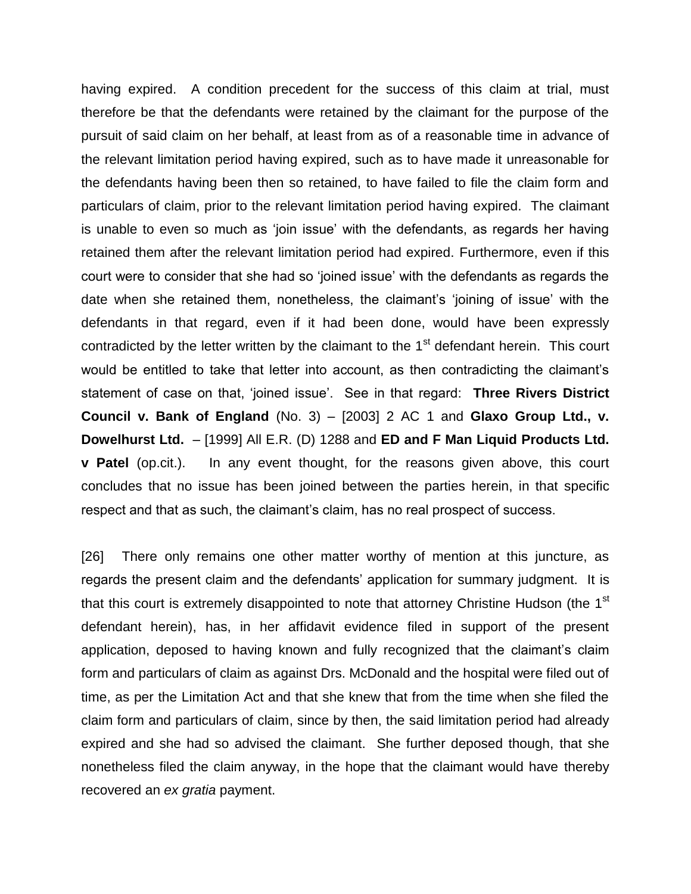having expired. A condition precedent for the success of this claim at trial, must therefore be that the defendants were retained by the claimant for the purpose of the pursuit of said claim on her behalf, at least from as of a reasonable time in advance of the relevant limitation period having expired, such as to have made it unreasonable for the defendants having been then so retained, to have failed to file the claim form and particulars of claim, prior to the relevant limitation period having expired. The claimant is unable to even so much as 'join issue' with the defendants, as regards her having retained them after the relevant limitation period had expired. Furthermore, even if this court were to consider that she had so 'joined issue' with the defendants as regards the date when she retained them, nonetheless, the claimant's 'joining of issue' with the defendants in that regard, even if it had been done, would have been expressly contradicted by the letter written by the claimant to the 1st defendant herein. This court would be entitled to take that letter into account, as then contradicting the claimant's statement of case on that, 'joined issue'. See in that regard: **Three Rivers District Council v. Bank of England** (No. 3) – [2003] 2 AC 1 and **Glaxo Group Ltd., v. Dowelhurst Ltd.** – [1999] All E.R. (D) 1288 and **ED and F Man Liquid Products Ltd. v Patel** (op.cit.). In any event thought, for the reasons given above, this court concludes that no issue has been joined between the parties herein, in that specific respect and that as such, the claimant's claim, has no real prospect of success.

[26] There only remains one other matter worthy of mention at this juncture, as regards the present claim and the defendants' application for summary judgment. It is that this court is extremely disappointed to note that attorney Christine Hudson (the 1st defendant herein), has, in her affidavit evidence filed in support of the present application, deposed to having known and fully recognized that the claimant's claim form and particulars of claim as against Drs. McDonald and the hospital were filed out of time, as per the Limitation Act and that she knew that from the time when she filed the claim form and particulars of claim, since by then, the said limitation period had already expired and she had so advised the claimant. She further deposed though, that she nonetheless filed the claim anyway, in the hope that the claimant would have thereby recovered an *ex gratia* payment.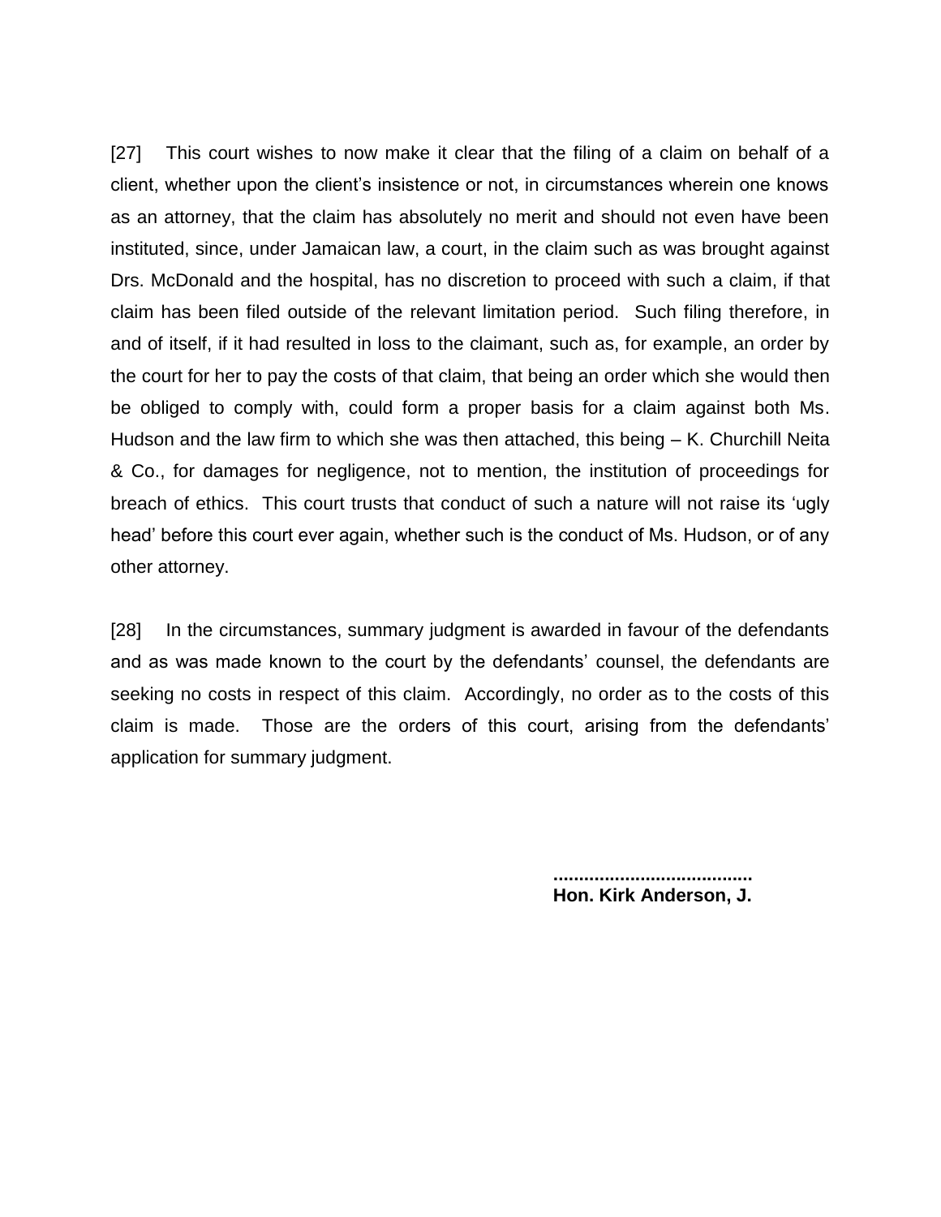[27] This court wishes to now make it clear that the filing of a claim on behalf of a client, whether upon the client's insistence or not, in circumstances wherein one knows as an attorney, that the claim has absolutely no merit and should not even have been instituted, since, under Jamaican law, a court, in the claim such as was brought against Drs. McDonald and the hospital, has no discretion to proceed with such a claim, if that claim has been filed outside of the relevant limitation period. Such filing therefore, in and of itself, if it had resulted in loss to the claimant, such as, for example, an order by the court for her to pay the costs of that claim, that being an order which she would then be obliged to comply with, could form a proper basis for a claim against both Ms. Hudson and the law firm to which she was then attached, this being – K. Churchill Neita & Co., for damages for negligence, not to mention, the institution of proceedings for breach of ethics. This court trusts that conduct of such a nature will not raise its 'ugly head' before this court ever again, whether such is the conduct of Ms. Hudson, or of any other attorney.

[28] In the circumstances, summary judgment is awarded in favour of the defendants and as was made known to the court by the defendants' counsel, the defendants are seeking no costs in respect of this claim. Accordingly, no order as to the costs of this claim is made. Those are the orders of this court, arising from the defendants' application for summary judgment.

**......................................**
**Hon. Kirk Anderson, J.**